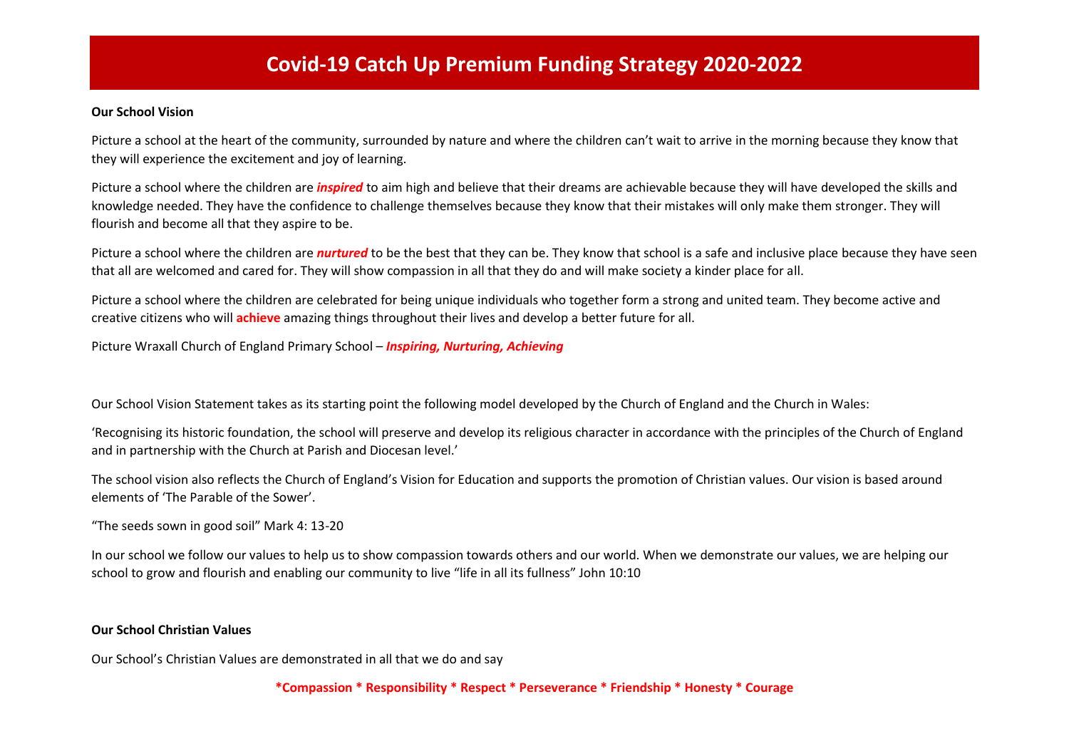# Covid-19 Catch Up Premium Funding Strategy 2020-2022

**Our School Vision**

Picture a school at the heart of the community, surrounded by nature and where the children can't wait to arrive in the morning because they know that they will experience the excitement and joy of learning.

Picture a school where the children are ***inspired*** to aim high and believe that their dreams are achievable because they will have developed the skills and knowledge needed. They have the confidence to challenge themselves because they know that their mistakes will only make them stronger. They will flourish and become all that they aspire to be.

Picture a school where the children are ***nurtured*** to be the best that they can be. They know that school is a safe and inclusive place because they have seen that all are welcomed and cared for. They will show compassion in all that they do and will make society a kinder place for all.

Picture a school where the children are celebrated for being unique individuals who together form a strong and united team. They become active and creative citizens who will **achieve** amazing things throughout their lives and develop a better future for all.

Picture Wraxall Church of England Primary School – ***Inspiring, Nurturing, Achieving***

Our School Vision Statement takes as its starting point the following model developed by the Church of England and the Church in Wales:

'Recognising its historic foundation, the school will preserve and develop its religious character in accordance with the principles of the Church of England and in partnership with the Church at Parish and Diocesan level.'

The school vision also reflects the Church of England's Vision for Education and supports the promotion of Christian values. Our vision is based around elements of 'The Parable of the Sower'.

"The seeds sown in good soil" Mark 4: 13-20

In our school we follow our values to help us to show compassion towards others and our world. When we demonstrate our values, we are helping our school to grow and flourish and enabling our community to live "life in all its fullness" John 10:10

**Our School Christian Values**

Our School's Christian Values are demonstrated in all that we do and say

**\*Compassion \* Responsibility \* Respect \* Perseverance \* Friendship \* Honesty \* Courage**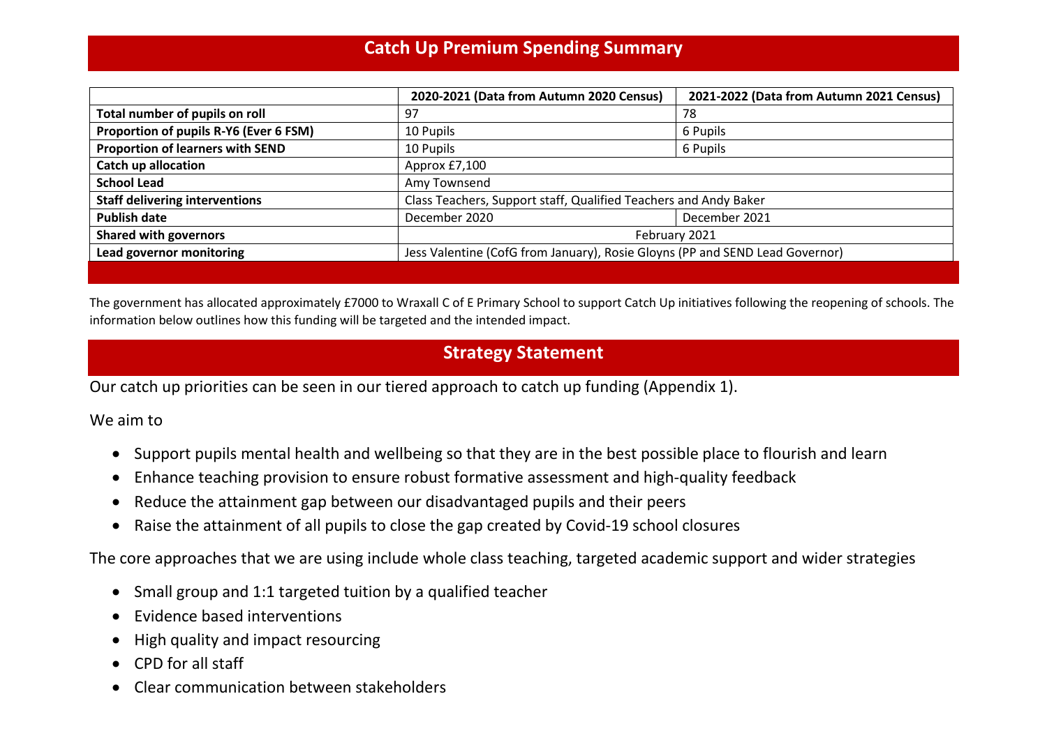## Catch Up Premium Spending Summary

| | 2020-2021 (Data from Autumn 2020 Census) | 2021-2022 (Data from Autumn 2021 Census) |
|---|---|---|
| **Total number of pupils on roll** | 97 | 78 |
| **Proportion of pupils R-Y6 (Ever 6 FSM)** | 10 Pupils | 6 Pupils |
| **Proportion of learners with SEND** | 10 Pupils | 6 Pupils |
| **Catch up allocation** | Approx £7,100 | |
| **School Lead** | Amy Townsend | |
| **Staff delivering interventions** | Class Teachers, Support staff, Qualified Teachers and Andy Baker | |
| **Publish date** | December 2020 | December 2021 |
| **Shared with governors** | February 2021 | |
| **Lead governor monitoring** | Jess Valentine (CofG from January), Rosie Gloyns (PP and SEND Lead Governor) | |

The government has allocated approximately £7000 to Wraxall C of E Primary School to support Catch Up initiatives following the reopening of schools. The information below outlines how this funding will be targeted and the intended impact.

## Strategy Statement

Our catch up priorities can be seen in our tiered approach to catch up funding (Appendix 1).

We aim to

- Support pupils mental health and wellbeing so that they are in the best possible place to flourish and learn
- Enhance teaching provision to ensure robust formative assessment and high-quality feedback
- Reduce the attainment gap between our disadvantaged pupils and their peers
- Raise the attainment of all pupils to close the gap created by Covid-19 school closures

The core approaches that we are using include whole class teaching, targeted academic support and wider strategies

- Small group and 1:1 targeted tuition by a qualified teacher
- Evidence based interventions
- High quality and impact resourcing
- CPD for all staff
- Clear communication between stakeholders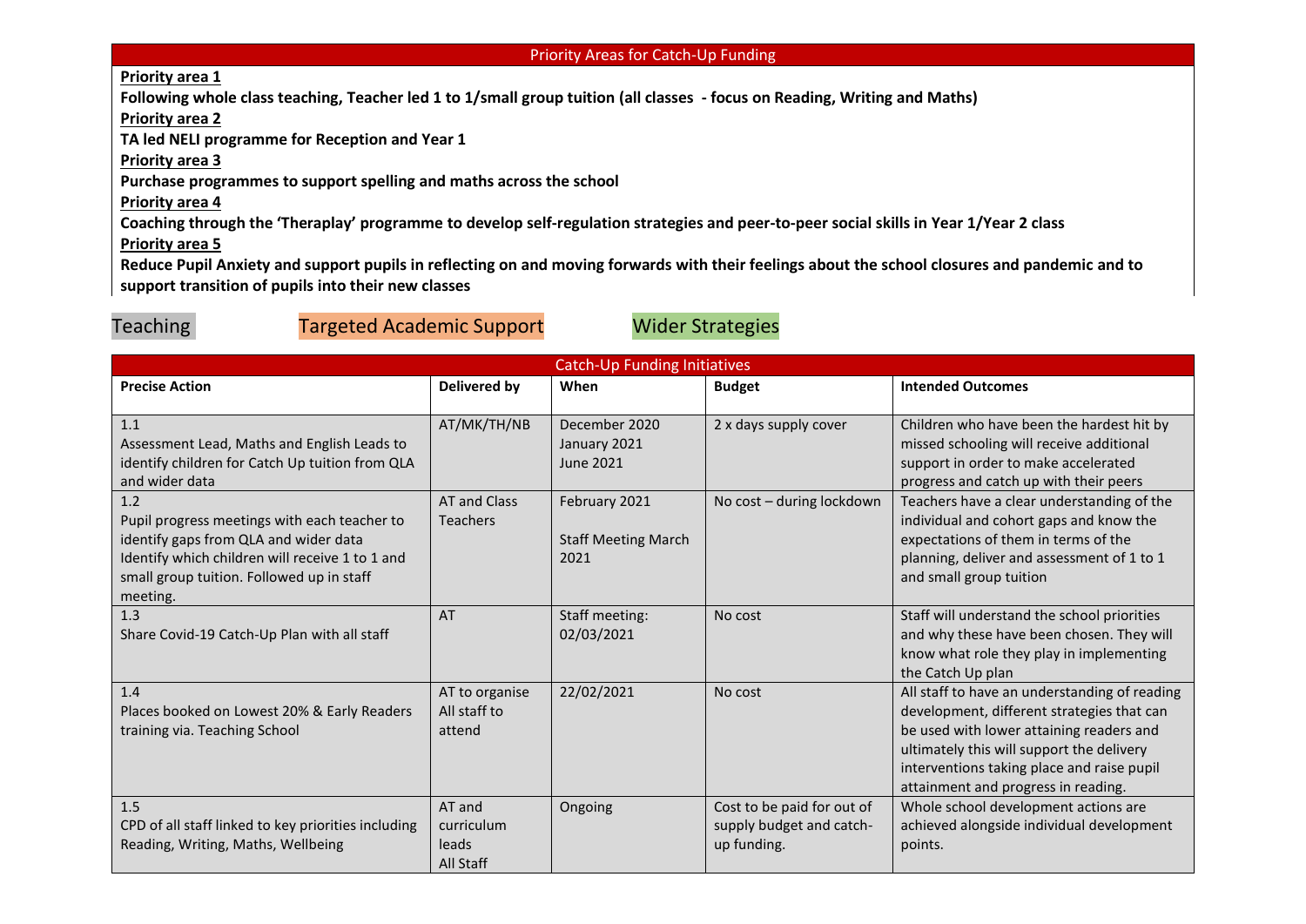## Priority Areas for Catch-Up Funding

**Priority area 1**

**Following whole class teaching, Teacher led 1 to 1/small group tuition (all classes - focus on Reading, Writing and Maths)**

**Priority area 2**

**TA led NELI programme for Reception and Year 1**

**Priority area 3**

**Purchase programmes to support spelling and maths across the school**

**Priority area 4**

**Coaching through the 'Theraplay' programme to develop self-regulation strategies and peer-to-peer social skills in Year 1/Year 2 class**

**Priority area 5**

**Reduce Pupil Anxiety and support pupils in reflecting on and moving forwards with their feelings about the school closures and pandemic and to support transition of pupils into their new classes**

Teaching | Targeted Academic Support | Wider Strategies

## Catch-Up Funding Initiatives

| Precise Action | Delivered by | When | Budget | Intended Outcomes |
|---|---|---|---|---|
| 1.1<br>Assessment Lead, Maths and English Leads to identify children for Catch Up tuition from QLA and wider data | AT/MK/TH/NB | December 2020<br>January 2021<br>June 2021 | 2 x days supply cover | Children who have been the hardest hit by missed schooling will receive additional support in order to make accelerated progress and catch up with their peers |
| 1.2<br>Pupil progress meetings with each teacher to identify gaps from QLA and wider data<br>Identify which children will receive 1 to 1 and small group tuition. Followed up in staff meeting. | AT and Class Teachers | February 2021<br><br>Staff Meeting March 2021 | No cost – during lockdown | Teachers have a clear understanding of the individual and cohort gaps and know the expectations of them in terms of the planning, deliver and assessment of 1 to 1 and small group tuition |
| 1.3<br>Share Covid-19 Catch-Up Plan with all staff | AT | Staff meeting: 02/03/2021 | No cost | Staff will understand the school priorities and why these have been chosen. They will know what role they play in implementing the Catch Up plan |
| 1.4<br>Places booked on Lowest 20% & Early Readers training via. Teaching School | AT to organise<br>All staff to attend | 22/02/2021 | No cost | All staff to have an understanding of reading development, different strategies that can be used with lower attaining readers and ultimately this will support the delivery interventions taking place and raise pupil attainment and progress in reading. |
| 1.5<br>CPD of all staff linked to key priorities including Reading, Writing, Maths, Wellbeing | AT and curriculum leads<br>All Staff | Ongoing | Cost to be paid for out of supply budget and catch-up funding. | Whole school development actions are achieved alongside individual development points. |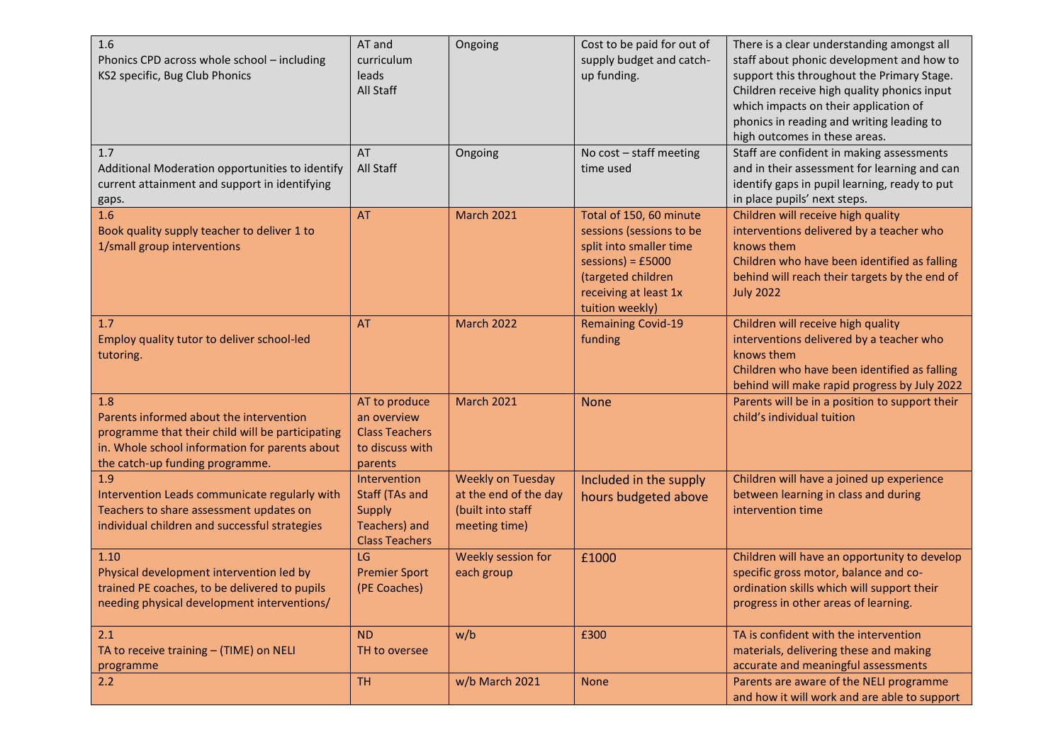| | | | | |
|---|---|---|---|---|
| 1.6<br>Phonics CPD across whole school – including KS2 specific, Bug Club Phonics | AT and curriculum leads<br>All Staff | Ongoing | Cost to be paid for out of supply budget and catch-up funding. | There is a clear understanding amongst all staff about phonic development and how to support this throughout the Primary Stage. Children receive high quality phonics input which impacts on their application of phonics in reading and writing leading to high outcomes in these areas. |
| 1.7<br>Additional Moderation opportunities to identify current attainment and support in identifying gaps. | AT<br>All Staff | Ongoing | No cost – staff meeting time used | Staff are confident in making assessments and in their assessment for learning and can identify gaps in pupil learning, ready to put in place pupils' next steps. |
| 1.6<br>Book quality supply teacher to deliver 1 to 1/small group interventions | AT | March 2021 | Total of 150, 60 minute sessions (sessions to be split into smaller time sessions) = £5000 (targeted children receiving at least 1x tuition weekly) | Children will receive high quality interventions delivered by a teacher who knows them<br>Children who have been identified as falling behind will reach their targets by the end of July 2022 |
| 1.7<br>Employ quality tutor to deliver school-led tutoring. | AT | March 2022 | Remaining Covid-19 funding | Children will receive high quality interventions delivered by a teacher who knows them<br>Children who have been identified as falling behind will make rapid progress by July 2022 |
| 1.8<br>Parents informed about the intervention programme that their child will be participating in. Whole school information for parents about the catch-up funding programme. | AT to produce an overview<br>Class Teachers to discuss with parents | March 2021 | None | Parents will be in a position to support their child's individual tuition |
| 1.9<br>Intervention Leads communicate regularly with Teachers to share assessment updates on individual children and successful strategies | Intervention Staff (TAs and Supply Teachers) and Class Teachers | Weekly on Tuesday at the end of the day (built into staff meeting time) | Included in the supply hours budgeted above | Children will have a joined up experience between learning in class and during intervention time |
| 1.10<br>Physical development intervention led by trained PE coaches, to be delivered to pupils needing physical development interventions/ | LG<br>Premier Sport (PE Coaches) | Weekly session for each group | £1000 | Children will have an opportunity to develop specific gross motor, balance and co-ordination skills which will support their progress in other areas of learning. |
| 2.1<br>TA to receive training – (TIME) on NELI programme | ND<br>TH to oversee | w/b | £300 | TA is confident with the intervention materials, delivering these and making accurate and meaningful assessments |
| 2.2 | TH | w/b March 2021 | None | Parents are aware of the NELI programme and how it will work and are able to support |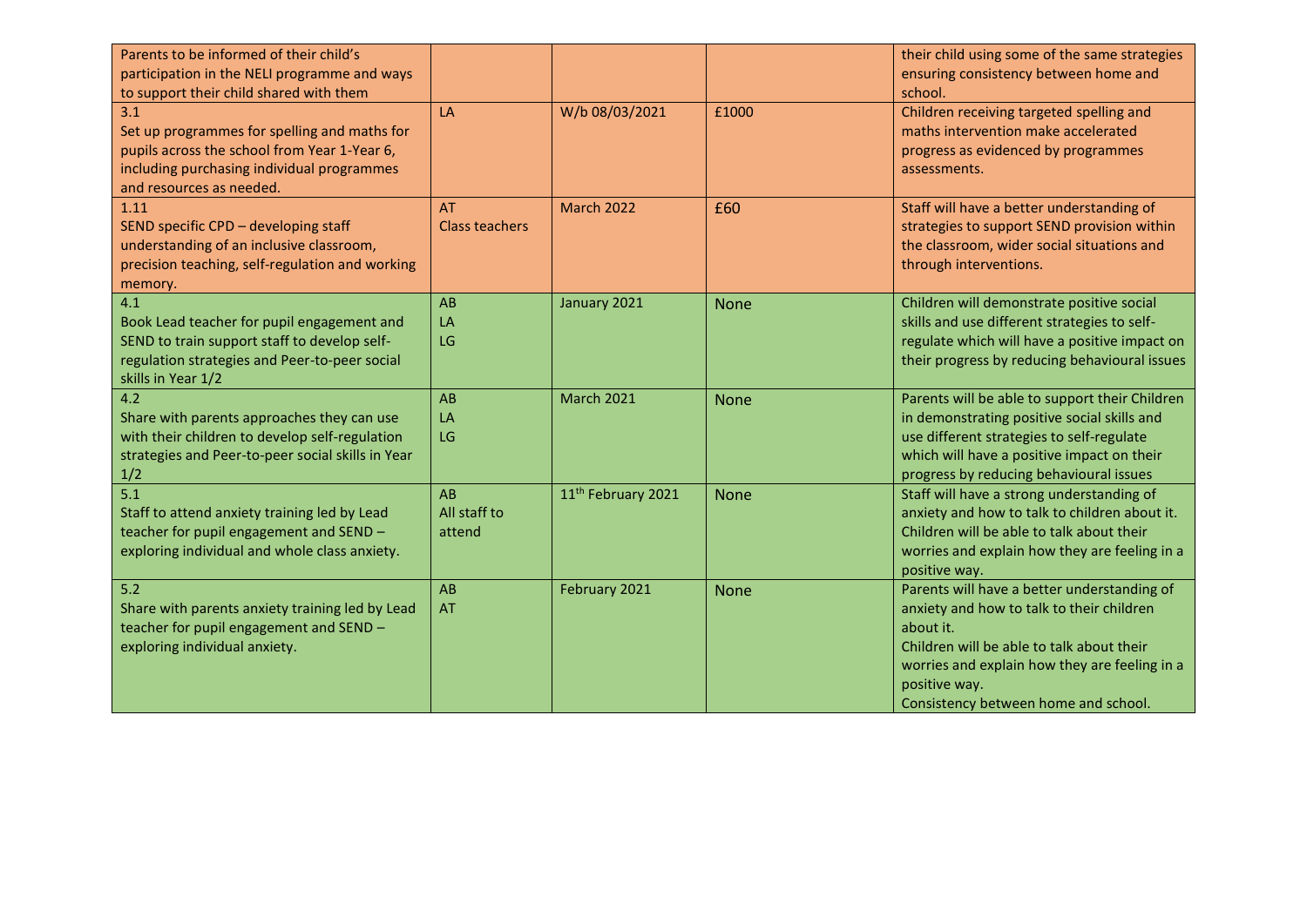| | | | | |
|---|---|---|---|---|
| Parents to be informed of their child's participation in the NELI programme and ways to support their child shared with them | | | | their child using some of the same strategies ensuring consistency between home and school. |
| 3.1<br>Set up programmes for spelling and maths for pupils across the school from Year 1-Year 6, including purchasing individual programmes and resources as needed. | LA | W/b 08/03/2021 | £1000 | Children receiving targeted spelling and maths intervention make accelerated progress as evidenced by programmes assessments. |
| 1.11<br>SEND specific CPD – developing staff understanding of an inclusive classroom, precision teaching, self-regulation and working memory. | AT<br>Class teachers | March 2022 | £60 | Staff will have a better understanding of strategies to support SEND provision within the classroom, wider social situations and through interventions. |
| 4.1<br>Book Lead teacher for pupil engagement and SEND to train support staff to develop self-regulation strategies and Peer-to-peer social skills in Year 1/2 | AB<br>LA<br>LG | January 2021 | None | Children will demonstrate positive social skills and use different strategies to self-regulate which will have a positive impact on their progress by reducing behavioural issues |
| 4.2<br>Share with parents approaches they can use with their children to develop self-regulation strategies and Peer-to-peer social skills in Year 1/2 | AB<br>LA<br>LG | March 2021 | None | Parents will be able to support their Children in demonstrating positive social skills and use different strategies to self-regulate which will have a positive impact on their progress by reducing behavioural issues |
| 5.1<br>Staff to attend anxiety training led by Lead teacher for pupil engagement and SEND – exploring individual and whole class anxiety. | AB<br>All staff to attend | 11th February 2021 | None | Staff will have a strong understanding of anxiety and how to talk to children about it. Children will be able to talk about their worries and explain how they are feeling in a positive way. |
| 5.2<br>Share with parents anxiety training led by Lead teacher for pupil engagement and SEND – exploring individual anxiety. | AB<br>AT | February 2021 | None | Parents will have a better understanding of anxiety and how to talk to their children about it.<br>Children will be able to talk about their worries and explain how they are feeling in a positive way.<br>Consistency between home and school. |